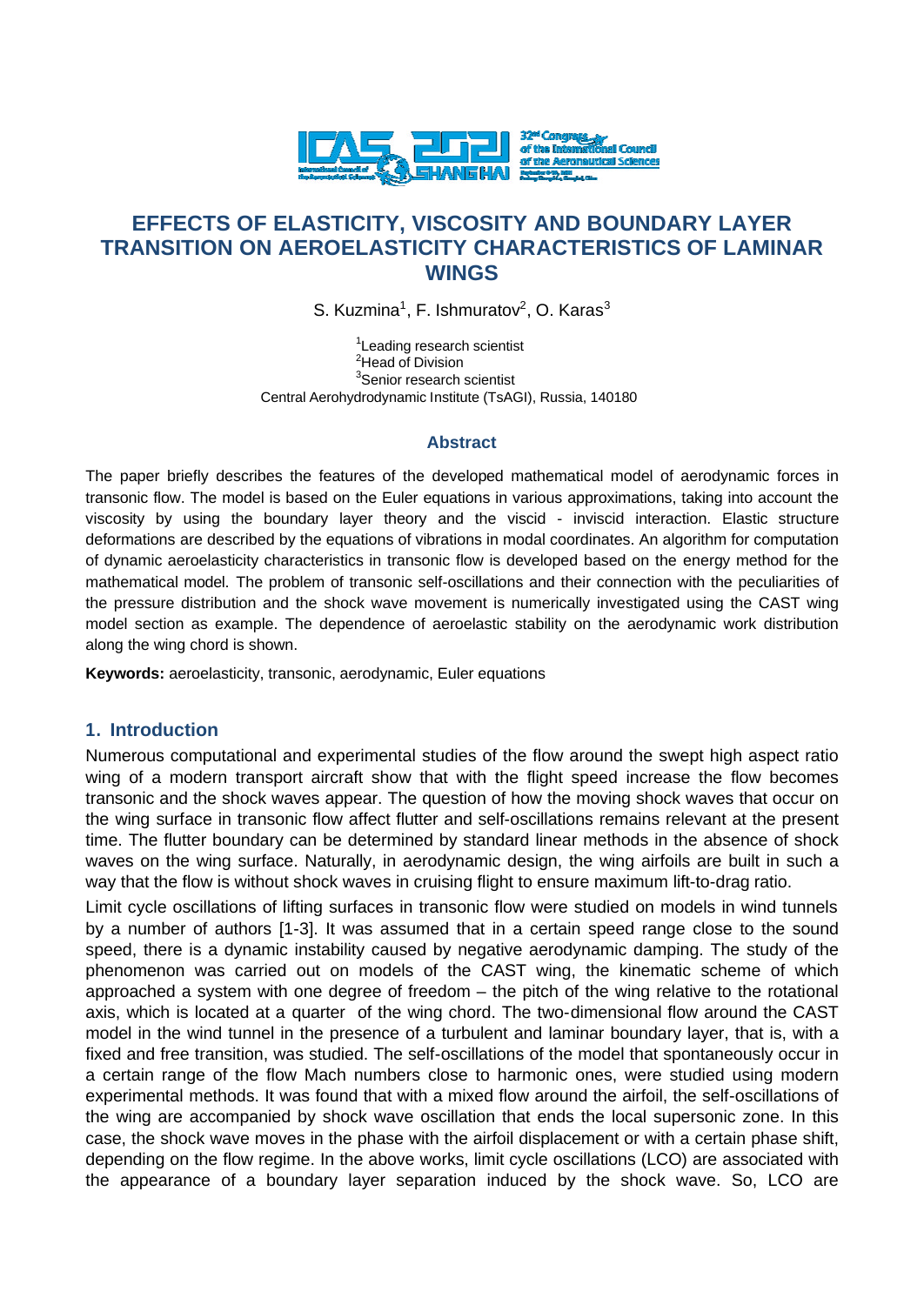# EFFECTS OF ELASTICITY, VISCOSITY AND BOUNDARY LAYER TRANSITION ON AEROELASTICITY CHARACTERISTICS OF LAMINAR WINGS

S. Kuzmina[1], F. Ishmuratov[2], O. Karas[3]

[1]Leading research scientist
[2]Head of Division
[3]Senior research scientist
Central Aerohydrodynamic Institute (TsAGI), Russia, 140180

## Abstract

The paper briefly describes the features of the developed mathematical model of aerodynamic forces in transonic flow. The model is based on the Euler equations in various approximations, taking into account the viscosity by using the boundary layer theory and the viscid - inviscid interaction. Elastic structure deformations are described by the equations of vibrations in modal coordinates. An algorithm for computation of dynamic aeroelasticity characteristics in transonic flow is developed based on the energy method for the mathematical model. The problem of transonic self-oscillations and their connection with the peculiarities of the pressure distribution and the shock wave movement is numerically investigated using the CAST wing model section as example. The dependence of aeroelastic stability on the aerodynamic work distribution along the wing chord is shown.

**Keywords:** aeroelasticity, transonic, aerodynamic, Euler equations

## 1. Introduction

Numerous computational and experimental studies of the flow around the swept high aspect ratio wing of a modern transport aircraft show that with the flight speed increase the flow becomes transonic and the shock waves appear. The question of how the moving shock waves that occur on the wing surface in transonic flow affect flutter and self-oscillations remains relevant at the present time. The flutter boundary can be determined by standard linear methods in the absence of shock waves on the wing surface. Naturally, in aerodynamic design, the wing airfoils are built in such a way that the flow is without shock waves in cruising flight to ensure maximum lift-to-drag ratio.

Limit cycle oscillations of lifting surfaces in transonic flow were studied on models in wind tunnels by a number of authors [1-3]. It was assumed that in a certain speed range close to the sound speed, there is a dynamic instability caused by negative aerodynamic damping. The study of the phenomenon was carried out on models of the CAST wing, the kinematic scheme of which approached a system with one degree of freedom – the pitch of the wing relative to the rotational axis, which is located at a quarter of the wing chord. The two-dimensional flow around the CAST model in the wind tunnel in the presence of a turbulent and laminar boundary layer, that is, with a fixed and free transition, was studied. The self-oscillations of the model that spontaneously occur in a certain range of the flow Mach numbers close to harmonic ones, were studied using modern experimental methods. It was found that with a mixed flow around the airfoil, the self-oscillations of the wing are accompanied by shock wave oscillation that ends the local supersonic zone. In this case, the shock wave moves in the phase with the airfoil displacement or with a certain phase shift, depending on the flow regime. In the above works, limit cycle oscillations (LCO) are associated with the appearance of a boundary layer separation induced by the shock wave. So, LCO are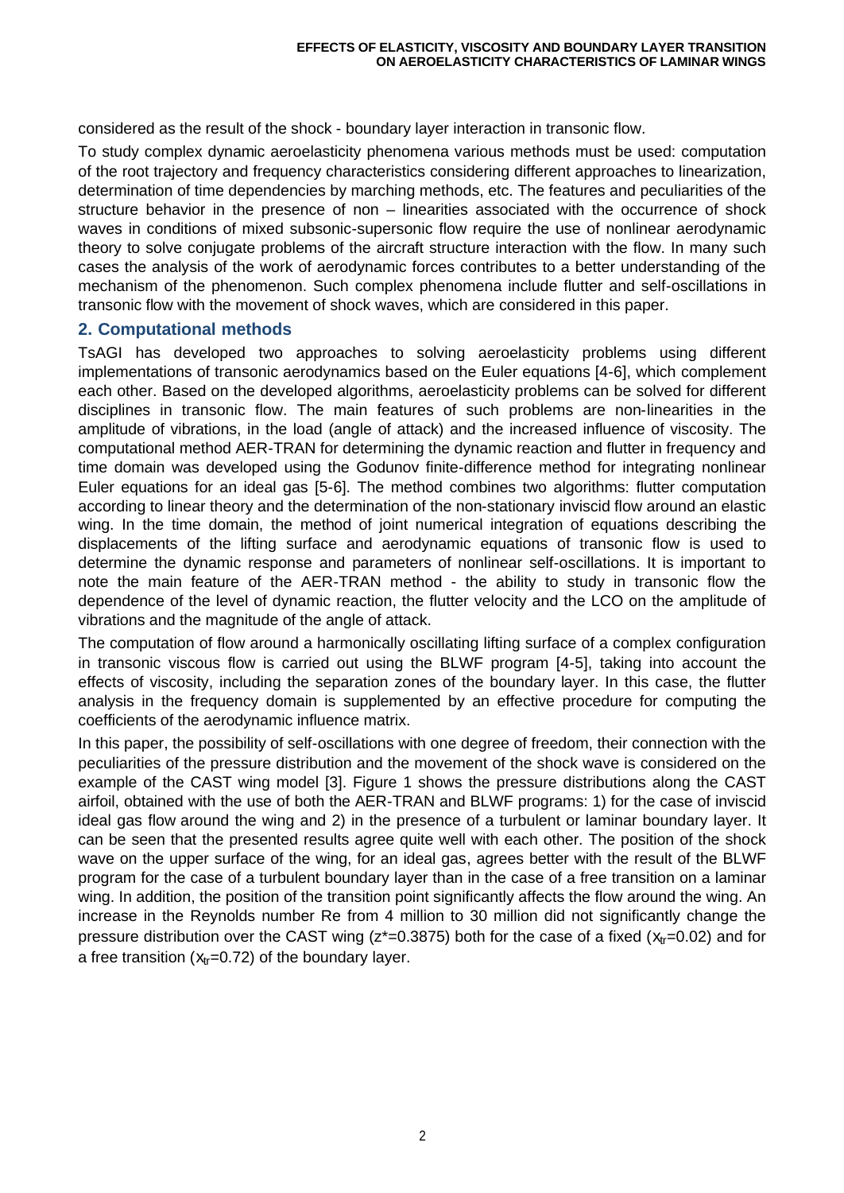considered as the result of the shock - boundary layer interaction in transonic flow.

To study complex dynamic aeroelasticity phenomena various methods must be used: computation of the root trajectory and frequency characteristics considering different approaches to linearization, determination of time dependencies by marching methods, etc. The features and peculiarities of the structure behavior in the presence of non – linearities associated with the occurrence of shock waves in conditions of mixed subsonic-supersonic flow require the use of nonlinear aerodynamic theory to solve conjugate problems of the aircraft structure interaction with the flow. In many such cases the analysis of the work of aerodynamic forces contributes to a better understanding of the mechanism of the phenomenon. Such complex phenomena include flutter and self-oscillations in transonic flow with the movement of shock waves, which are considered in this paper.

## 2. Computational methods

TsAGI has developed two approaches to solving aeroelasticity problems using different implementations of transonic aerodynamics based on the Euler equations [4-6], which complement each other. Based on the developed algorithms, aeroelasticity problems can be solved for different disciplines in transonic flow. The main features of such problems are non-linearities in the amplitude of vibrations, in the load (angle of attack) and the increased influence of viscosity. The computational method AER-TRAN for determining the dynamic reaction and flutter in frequency and time domain was developed using the Godunov finite-difference method for integrating nonlinear Euler equations for an ideal gas [5-6]. The method combines two algorithms: flutter computation according to linear theory and the determination of the non-stationary inviscid flow around an elastic wing. In the time domain, the method of joint numerical integration of equations describing the displacements of the lifting surface and aerodynamic equations of transonic flow is used to determine the dynamic response and parameters of nonlinear self-oscillations. It is important to note the main feature of the AER-TRAN method - the ability to study in transonic flow the dependence of the level of dynamic reaction, the flutter velocity and the LCO on the amplitude of vibrations and the magnitude of the angle of attack.

The computation of flow around a harmonically oscillating lifting surface of a complex configuration in transonic viscous flow is carried out using the BLWF program [4-5], taking into account the effects of viscosity, including the separation zones of the boundary layer. In this case, the flutter analysis in the frequency domain is supplemented by an effective procedure for computing the coefficients of the aerodynamic influence matrix.

In this paper, the possibility of self-oscillations with one degree of freedom, their connection with the peculiarities of the pressure distribution and the movement of the shock wave is considered on the example of the CAST wing model [3]. Figure 1 shows the pressure distributions along the CAST airfoil, obtained with the use of both the AER-TRAN and BLWF programs: 1) for the case of inviscid ideal gas flow around the wing and 2) in the presence of a turbulent or laminar boundary layer. It can be seen that the presented results agree quite well with each other. The position of the shock wave on the upper surface of the wing, for an ideal gas, agrees better with the result of the BLWF program for the case of a turbulent boundary layer than in the case of a free transition on a laminar wing. In addition, the position of the transition point significantly affects the flow around the wing. An increase in the Reynolds number Re from 4 million to 30 million did not significantly change the pressure distribution over the CAST wing ($z^*$=0.3875) both for the case of a fixed ($x_{tr}$=0.02) and for a free transition ($x_{tr}$=0.72) of the boundary layer.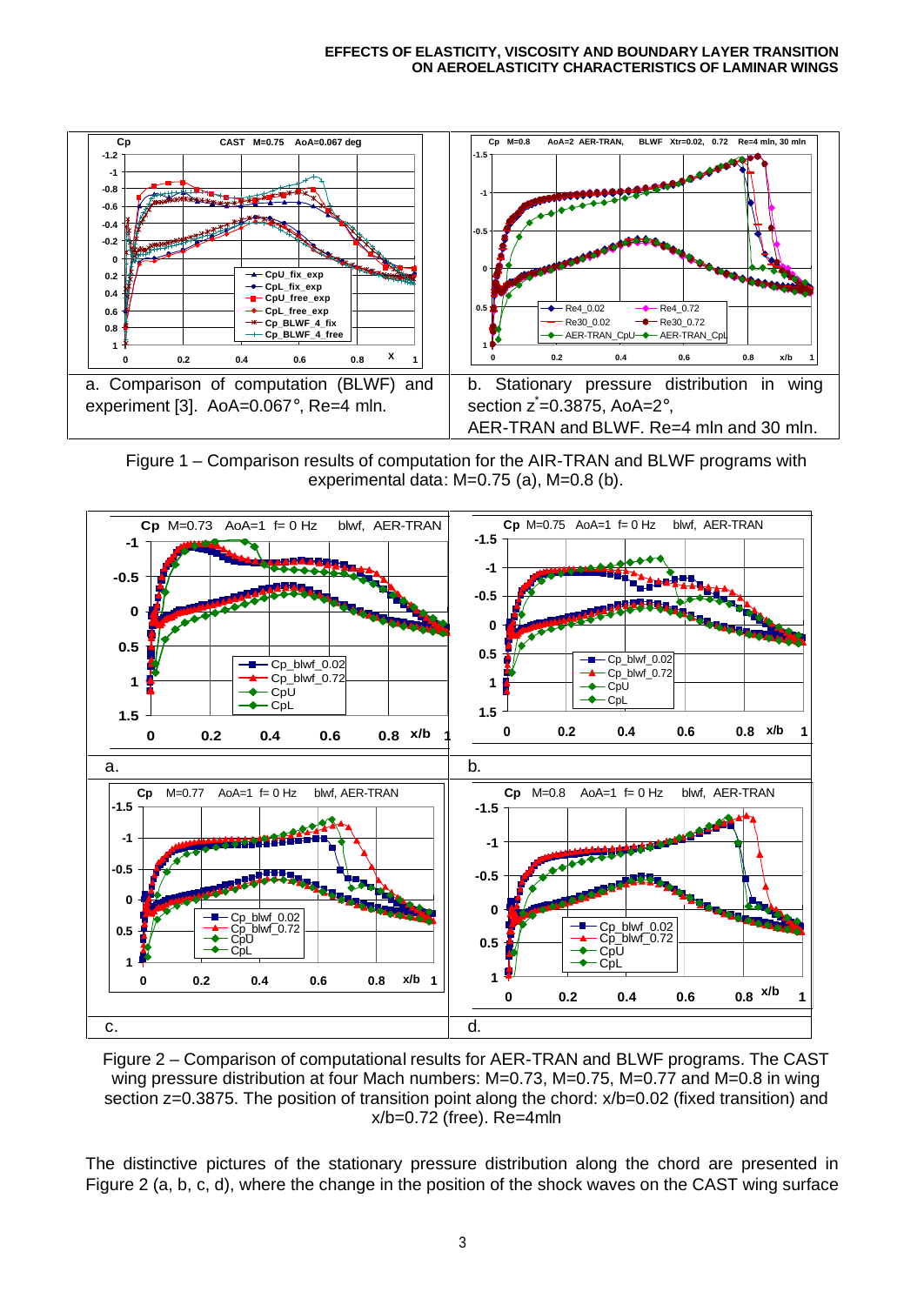a. Comparison of computation (BLWF) and experiment [3]. AoA=0.067°, Re=4 mln.

b. Stationary pressure distribution in wing section $z^{*}$=0.3875, AoA=2°, AER-TRAN and BLWF. Re=4 mln and 30 mln.

Figure 1 – Comparison results of computation for the AIR-TRAN and BLWF programs with experimental data: M=0.75 (a), M=0.8 (b).

a.

b.

c.

d.

Figure 2 – Comparison of computational results for AER-TRAN and BLWF programs. The CAST wing pressure distribution at four Mach numbers: M=0.73, M=0.75, M=0.77 and M=0.8 in wing section z=0.3875. The position of transition point along the chord: x/b=0.02 (fixed transition) and x/b=0.72 (free). Re=4mln

The distinctive pictures of the stationary pressure distribution along the chord are presented in Figure 2 (a, b, c, d), where the change in the position of the shock waves on the CAST wing surface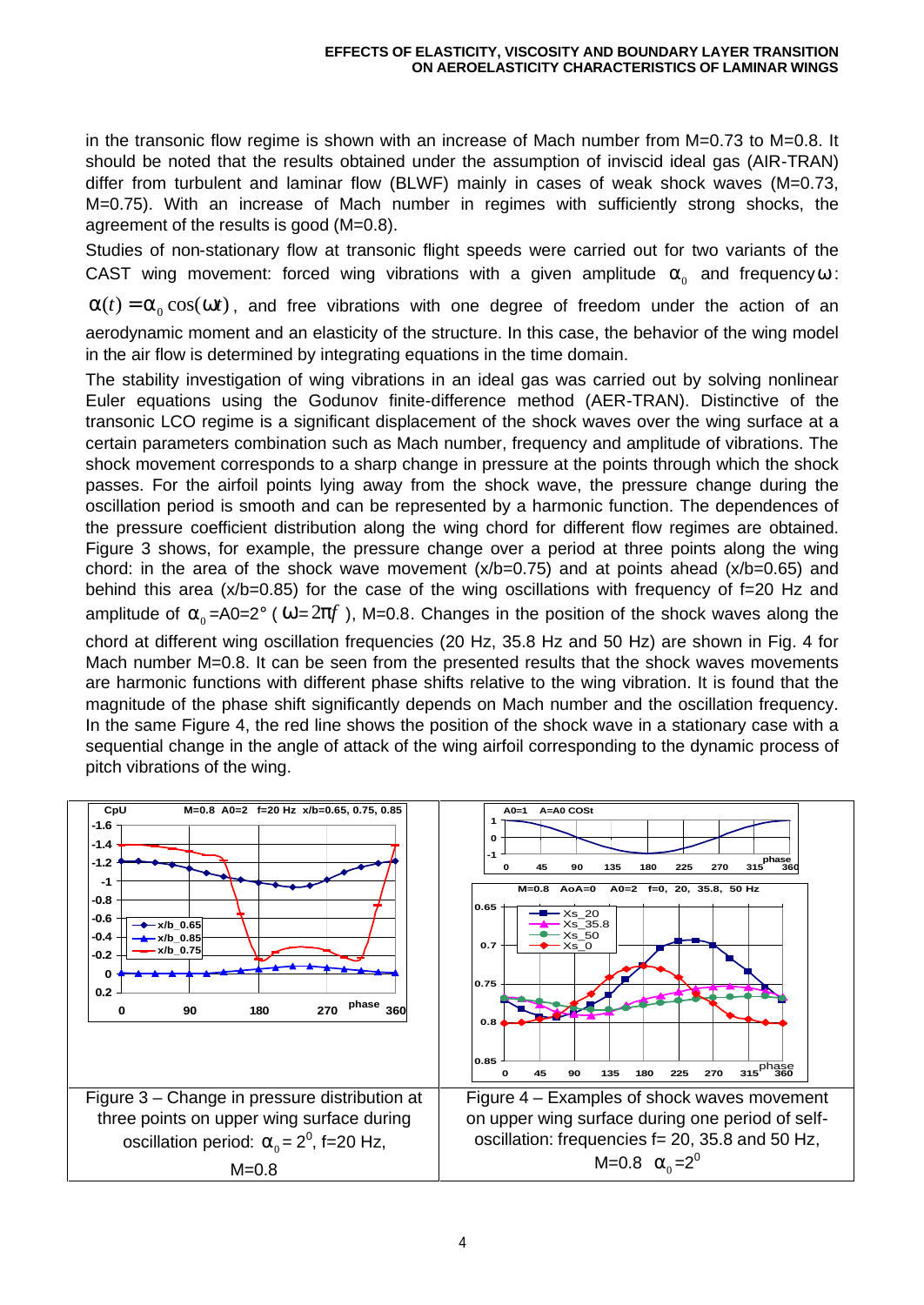in the transonic flow regime is shown with an increase of Mach number from M=0.73 to M=0.8. It should be noted that the results obtained under the assumption of inviscid ideal gas (AIR-TRAN) differ from turbulent and laminar flow (BLWF) mainly in cases of weak shock waves (M=0.73, M=0.75). With an increase of Mach number in regimes with sufficiently strong shocks, the agreement of the results is good (M=0.8).

Studies of non-stationary flow at transonic flight speeds were carried out for two variants of the CAST wing movement: forced wing vibrations with a given amplitude $\alpha_0$ and frequency $\omega$: $\alpha(t) = \alpha_0 \cos(\omega t)$, and free vibrations with one degree of freedom under the action of an aerodynamic moment and an elasticity of the structure. In this case, the behavior of the wing model in the air flow is determined by integrating equations in the time domain.

The stability investigation of wing vibrations in an ideal gas was carried out by solving nonlinear Euler equations using the Godunov finite-difference method (AER-TRAN). Distinctive of the transonic LCO regime is a significant displacement of the shock waves over the wing surface at a certain parameters combination such as Mach number, frequency and amplitude of vibrations. The shock movement corresponds to a sharp change in pressure at the points through which the shock passes. For the airfoil points lying away from the shock wave, the pressure change during the oscillation period is smooth and can be represented by a harmonic function. The dependences of the pressure coefficient distribution along the wing chord for different flow regimes are obtained. Figure 3 shows, for example, the pressure change over a period at three points along the wing chord: in the area of the shock wave movement (x/b=0.75) and at points ahead (x/b=0.65) and behind this area (x/b=0.85) for the case of the wing oscillations with frequency of f=20 Hz and amplitude of $\alpha_0$=A0=2° ( $\omega = 2\pi f$ ), M=0.8. Changes in the position of the shock waves along the chord at different wing oscillation frequencies (20 Hz, 35.8 Hz and 50 Hz) are shown in Fig. 4 for Mach number M=0.8. It can be seen from the presented results that the shock waves movements are harmonic functions with different phase shifts relative to the wing vibration. It is found that the magnitude of the phase shift significantly depends on Mach number and the oscillation frequency. In the same Figure 4, the red line shows the position of the shock wave in a stationary case with a sequential change in the angle of attack of the wing airfoil corresponding to the dynamic process of pitch vibrations of the wing.

Figure 3 – Change in pressure distribution at three points on upper wing surface during oscillation period: $\alpha_0 = 2^0$, f=20 Hz, M=0.8

Figure 4 – Examples of shock waves movement on upper wing surface during one period of self-oscillation: frequencies f= 20, 35.8 and 50 Hz, M=0.8 $\alpha_0 = 2^0$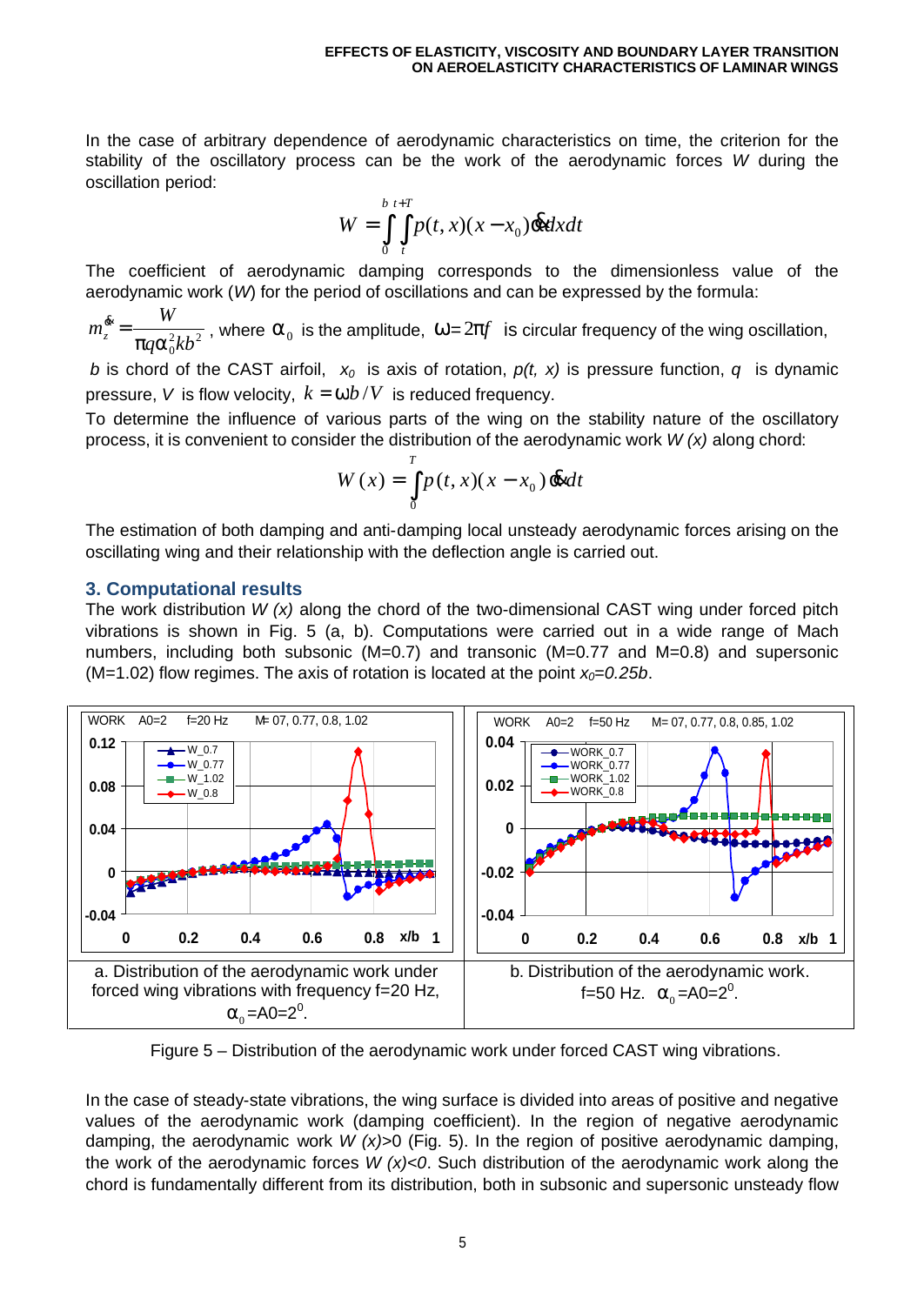In the case of arbitrary dependence of aerodynamic characteristics on time, the criterion for the stability of the oscillatory process can be the work of the aerodynamic forces $W$ during the oscillation period:

$$W = \int_0^b \int_t^{t+T} p(t,x)(x-x_0)\dot{\alpha}\,dx\,dt$$

The coefficient of aerodynamic damping corresponds to the dimensionless value of the aerodynamic work ($W$) for the period of oscillations and can be expressed by the formula:

$m_z^{\dot{\alpha}} = \dfrac{W}{\pi q \alpha_0^2 k b^2}$, where $\alpha_0$ is the amplitude, $\omega = 2\pi f$ is circular frequency of the wing oscillation, $b$ is chord of the CAST airfoil, $x_0$ is axis of rotation, $p(t, x)$ is pressure function, $q$ is dynamic pressure, $V$ is flow velocity, $k = \omega b / V$ is reduced frequency.

To determine the influence of various parts of the wing on the stability nature of the oscillatory process, it is convenient to consider the distribution of the aerodynamic work $W(x)$ along chord:

$$W(x) = \int_0^T p(t,x)(x-x_0)\dot{\alpha}\,dt$$

The estimation of both damping and anti-damping local unsteady aerodynamic forces arising on the oscillating wing and their relationship with the deflection angle is carried out.

## 3. Computational results

The work distribution $W(x)$ along the chord of the two-dimensional CAST wing under forced pitch vibrations is shown in Fig. 5 (a, b). Computations were carried out in a wide range of Mach numbers, including both subsonic (M=0.7) and transonic (M=0.77 and M=0.8) and supersonic (M=1.02) flow regimes. The axis of rotation is located at the point $x_0=0.25b$.

a. Distribution of the aerodynamic work under forced wing vibrations with frequency f=20 Hz, $\alpha_0$=A0=2$^0$.

b. Distribution of the aerodynamic work. f=50 Hz. $\alpha_0$=A0=2$^0$.

Figure 5 – Distribution of the aerodynamic work under forced CAST wing vibrations.

In the case of steady-state vibrations, the wing surface is divided into areas of positive and negative values of the aerodynamic work (damping coefficient). In the region of negative aerodynamic damping, the aerodynamic work $W(x)>0$ (Fig. 5). In the region of positive aerodynamic damping, the work of the aerodynamic forces $W(x)<0$. Such distribution of the aerodynamic work along the chord is fundamentally different from its distribution, both in subsonic and supersonic unsteady flow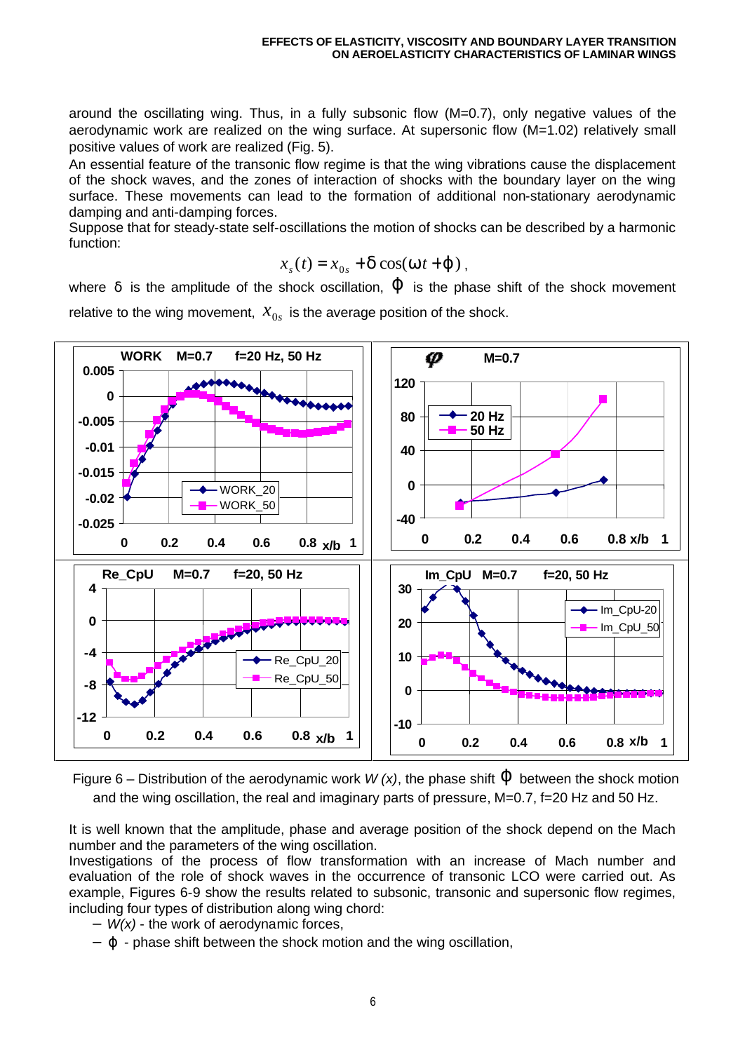around the oscillating wing. Thus, in a fully subsonic flow (M=0.7), only negative values of the aerodynamic work are realized on the wing surface. At supersonic flow (M=1.02) relatively small positive values of work are realized (Fig. 5).

An essential feature of the transonic flow regime is that the wing vibrations cause the displacement of the shock waves, and the zones of interaction of shocks with the boundary layer on the wing surface. These movements can lead to the formation of additional non-stationary aerodynamic damping and anti-damping forces.

Suppose that for steady-state self-oscillations the motion of shocks can be described by a harmonic function:

$$x_s(t) = x_{0s} + \delta \cos(\omega t + \varphi),$$

where $\delta$ is the amplitude of the shock oscillation, $\varphi$ is the phase shift of the shock movement relative to the wing movement, $x_{0s}$ is the average position of the shock.

Figure 6 – Distribution of the aerodynamic work *W (x)*, the phase shift $\varphi$ between the shock motion and the wing oscillation, the real and imaginary parts of pressure, M=0.7, f=20 Hz and 50 Hz.

It is well known that the amplitude, phase and average position of the shock depend on the Mach number and the parameters of the wing oscillation.

Investigations of the process of flow transformation with an increase of Mach number and evaluation of the role of shock waves in the occurrence of transonic LCO were carried out. As example, Figures 6-9 show the results related to subsonic, transonic and supersonic flow regimes, including four types of distribution along wing chord:

- *W(x)* - the work of aerodynamic forces,
- $\varphi$ - phase shift between the shock motion and the wing oscillation,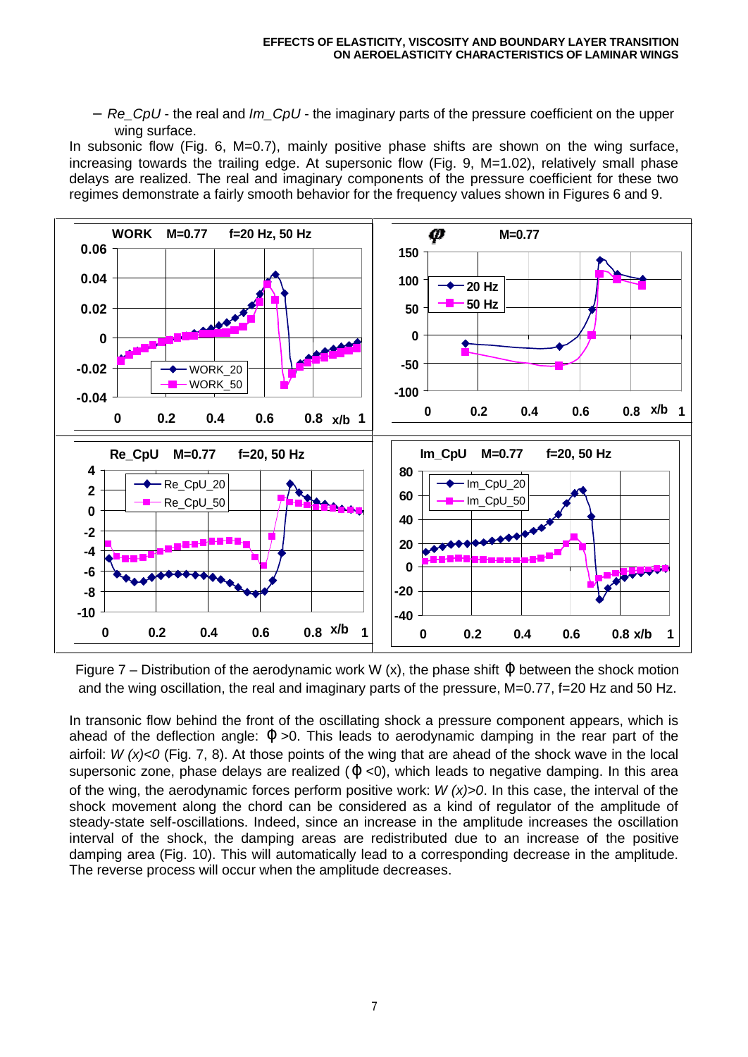– *Re_CpU* - the real and *Im_CpU* - the imaginary parts of the pressure coefficient on the upper wing surface.

In subsonic flow (Fig. 6, M=0.7), mainly positive phase shifts are shown on the wing surface, increasing towards the trailing edge. At supersonic flow (Fig. 9, M=1.02), relatively small phase delays are realized. The real and imaginary components of the pressure coefficient for these two regimes demonstrate a fairly smooth behavior for the frequency values shown in Figures 6 and 9.

Figure 7 – Distribution of the aerodynamic work W (x), the phase shift $\varphi$ between the shock motion and the wing oscillation, the real and imaginary parts of the pressure, M=0.77, f=20 Hz and 50 Hz.

In transonic flow behind the front of the oscillating shock a pressure component appears, which is ahead of the deflection angle: $\varphi > 0$. This leads to aerodynamic damping in the rear part of the airfoil: $W(x) < 0$ (Fig. 7, 8). At those points of the wing that are ahead of the shock wave in the local supersonic zone, phase delays are realized ($\varphi < 0$), which leads to negative damping. In this area of the wing, the aerodynamic forces perform positive work: $W(x) > 0$. In this case, the interval of the shock movement along the chord can be considered as a kind of regulator of the amplitude of steady-state self-oscillations. Indeed, since an increase in the amplitude increases the oscillation interval of the shock, the damping areas are redistributed due to an increase of the positive damping area (Fig. 10). This will automatically lead to a corresponding decrease in the amplitude. The reverse process will occur when the amplitude decreases.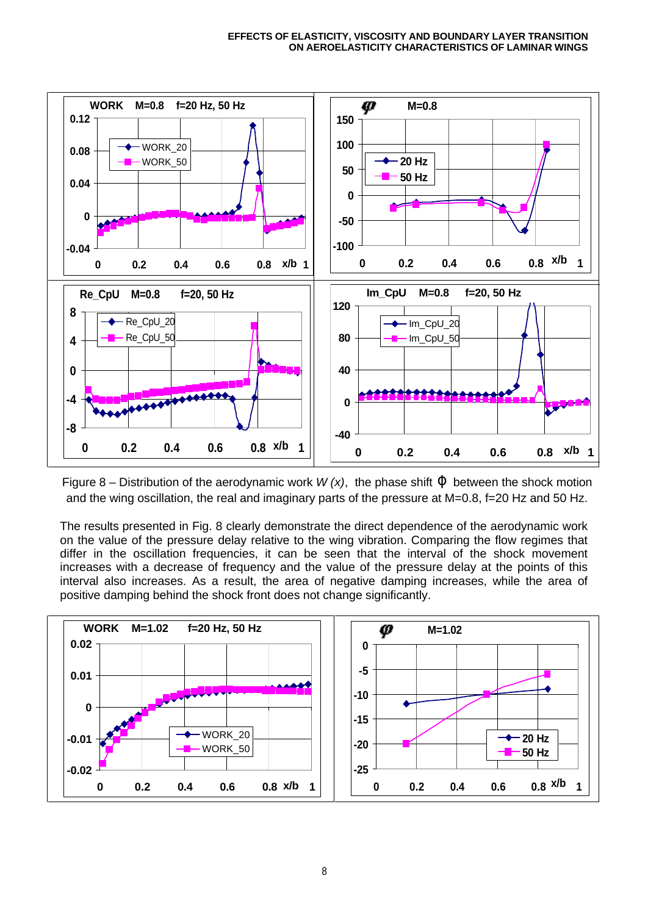Figure 8 – Distribution of the aerodynamic work $W(x)$, the phase shift $\varphi$ between the shock motion and the wing oscillation, the real and imaginary parts of the pressure at M=0.8, f=20 Hz and 50 Hz.

The results presented in Fig. 8 clearly demonstrate the direct dependence of the aerodynamic work on the value of the pressure delay relative to the wing vibration. Comparing the flow regimes that differ in the oscillation frequencies, it can be seen that the interval of the shock movement increases with a decrease of frequency and the value of the pressure delay at the points of this interval also increases. As a result, the area of negative damping increases, while the area of positive damping behind the shock front does not change significantly.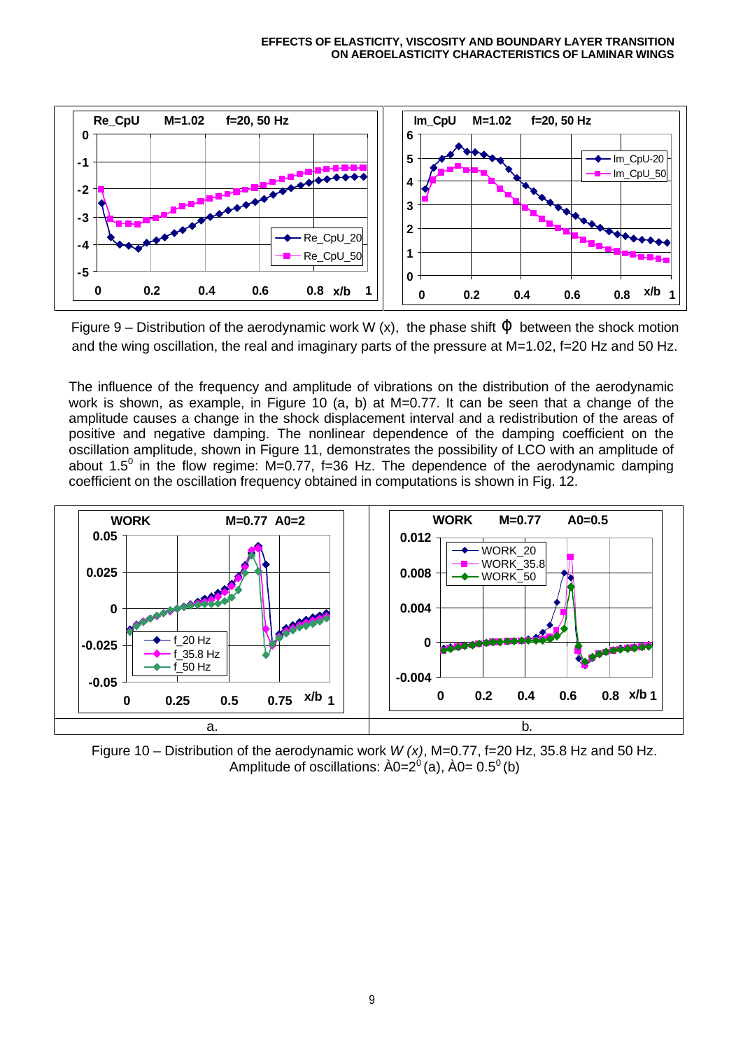Figure 9 – Distribution of the aerodynamic work W (x), the phase shift $\Phi$ between the shock motion and the wing oscillation, the real and imaginary parts of the pressure at M=1.02, f=20 Hz and 50 Hz.

The influence of the frequency and amplitude of vibrations on the distribution of the aerodynamic work is shown, as example, in Figure 10 (a, b) at M=0.77. It can be seen that a change of the amplitude causes a change in the shock displacement interval and a redistribution of the areas of positive and negative damping. The nonlinear dependence of the damping coefficient on the oscillation amplitude, shown in Figure 11, demonstrates the possibility of LCO with an amplitude of about $1.5^0$ in the flow regime: M=0.77, f=36 Hz. The dependence of the aerodynamic damping coefficient on the oscillation frequency obtained in computations is shown in Fig. 12.

Figure 10 – Distribution of the aerodynamic work *W (x)*, M=0.77, f=20 Hz, 35.8 Hz and 50 Hz. Amplitude of oscillations: À0=$2^0$ (a), À0= $0.5^0$ (b)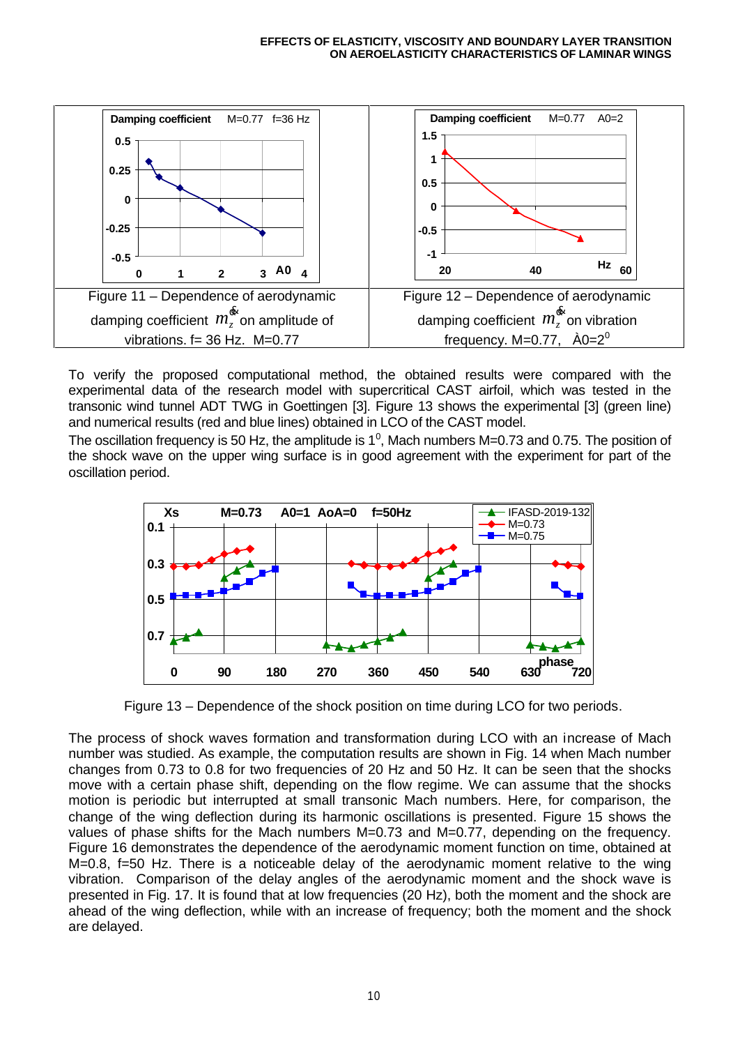Figure 11 – Dependence of aerodynamic damping coefficient $m_z^{\dot{\alpha}}$ on amplitude of vibrations. f= 36 Hz. M=0.77

Figure 12 – Dependence of aerodynamic damping coefficient $m_z^{\dot{\alpha}}$ on vibration frequency. M=0.77, À0=$2^0$

To verify the proposed computational method, the obtained results were compared with the experimental data of the research model with supercritical CAST airfoil, which was tested in the transonic wind tunnel ADT TWG in Goettingen [3]. Figure 13 shows the experimental [3] (green line) and numerical results (red and blue lines) obtained in LCO of the CAST model.

The oscillation frequency is 50 Hz, the amplitude is $1^0$, Mach numbers M=0.73 and 0.75. The position of the shock wave on the upper wing surface is in good agreement with the experiment for part of the oscillation period.

Figure 13 – Dependence of the shock position on time during LCO for two periods.

The process of shock waves formation and transformation during LCO with an increase of Mach number was studied. As example, the computation results are shown in Fig. 14 when Mach number changes from 0.73 to 0.8 for two frequencies of 20 Hz and 50 Hz. It can be seen that the shocks move with a certain phase shift, depending on the flow regime. We can assume that the shocks motion is periodic but interrupted at small transonic Mach numbers. Here, for comparison, the change of the wing deflection during its harmonic oscillations is presented. Figure 15 shows the values of phase shifts for the Mach numbers M=0.73 and M=0.77, depending on the frequency. Figure 16 demonstrates the dependence of the aerodynamic moment function on time, obtained at M=0.8, f=50 Hz. There is a noticeable delay of the aerodynamic moment relative to the wing vibration. Comparison of the delay angles of the aerodynamic moment and the shock wave is presented in Fig. 17. It is found that at low frequencies (20 Hz), both the moment and the shock are ahead of the wing deflection, while with an increase of frequency; both the moment and the shock are delayed.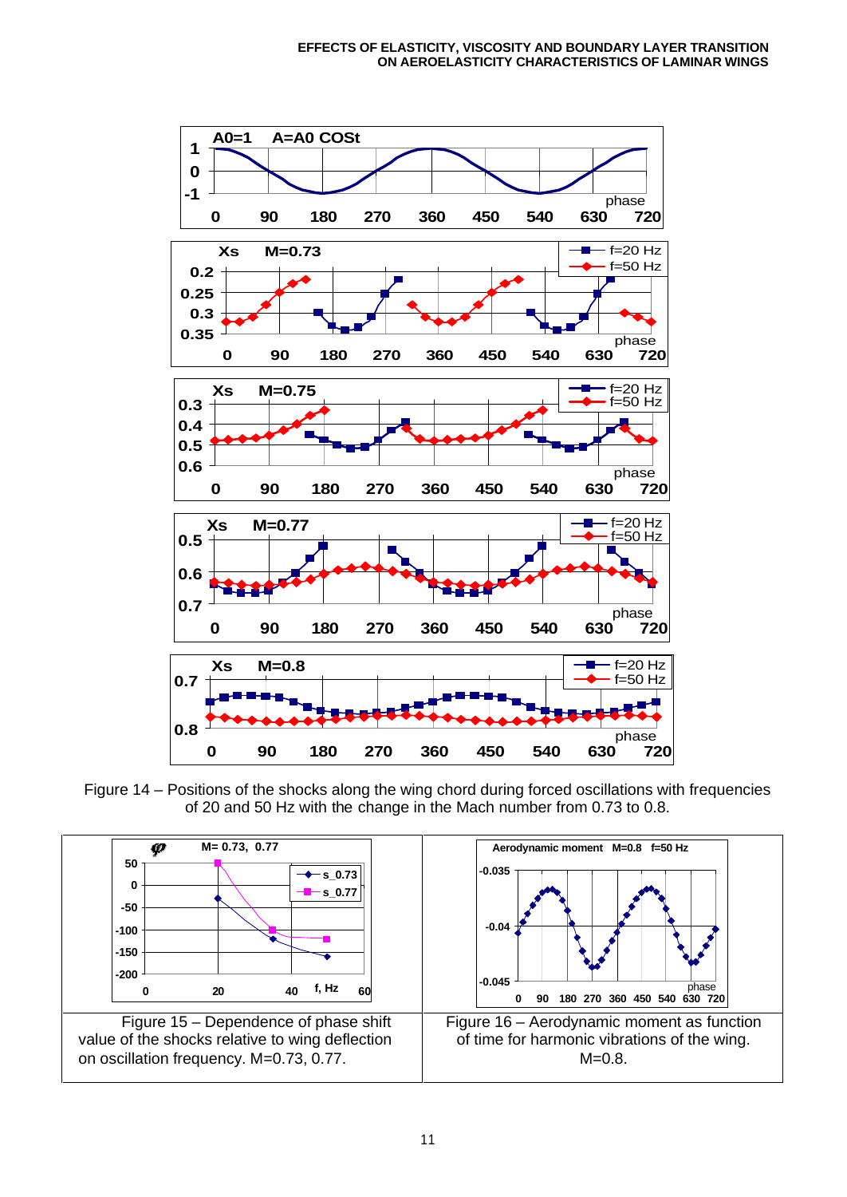Figure 14 – Positions of the shocks along the wing chord during forced oscillations with frequencies of 20 and 50 Hz with the change in the Mach number from 0.73 to 0.8.

Figure 15 – Dependence of phase shift value of the shocks relative to wing deflection on oscillation frequency. M=0.73, 0.77.

Figure 16 – Aerodynamic moment as function of time for harmonic vibrations of the wing. M=0.8.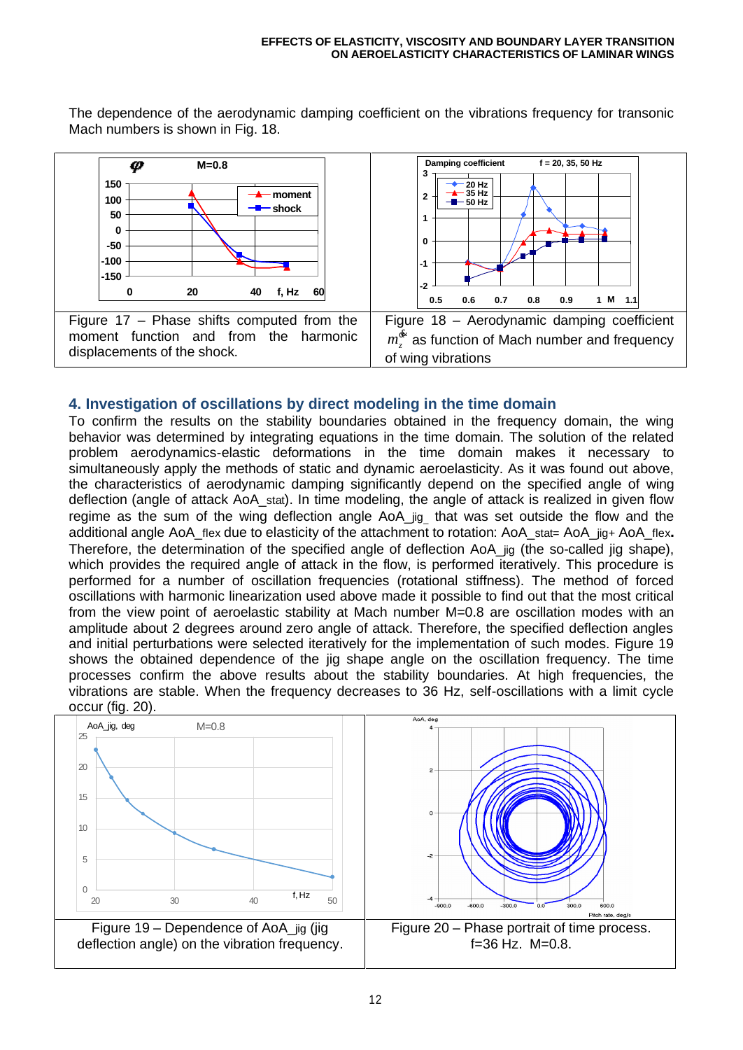The dependence of the aerodynamic damping coefficient on the vibrations frequency for transonic Mach numbers is shown in Fig. 18.

Figure 17 – Phase shifts computed from the moment function and from the harmonic displacements of the shock.

Figure 18 – Aerodynamic damping coefficient $m_z^{\dot{\alpha}}$ as function of Mach number and frequency of wing vibrations

## 4. Investigation of oscillations by direct modeling in the time domain

To confirm the results on the stability boundaries obtained in the frequency domain, the wing behavior was determined by integrating equations in the time domain. The solution of the related problem aerodynamics-elastic deformations in the time domain makes it necessary to simultaneously apply the methods of static and dynamic aeroelasticity. As it was found out above, the characteristics of aerodynamic damping significantly depend on the specified angle of wing deflection (angle of attack $AoA_{stat}$). In time modeling, the angle of attack is realized in given flow regime as the sum of the wing deflection angle $AoA_{jig}$ that was set outside the flow and the additional angle $AoA_{flex}$ due to elasticity of the attachment to rotation: $AoA_{stat} = AoA_{jig} + AoA_{flex}$. Therefore, the determination of the specified angle of deflection $AoA_{jig}$ (the so-called jig shape), which provides the required angle of attack in the flow, is performed iteratively. This procedure is performed for a number of oscillation frequencies (rotational stiffness). The method of forced oscillations with harmonic linearization used above made it possible to find out that the most critical from the view point of aeroelastic stability at Mach number M=0.8 are oscillation modes with an amplitude about 2 degrees around zero angle of attack. Therefore, the specified deflection angles and initial perturbations were selected iteratively for the implementation of such modes. Figure 19 shows the obtained dependence of the jig shape angle on the oscillation frequency. The time processes confirm the above results about the stability boundaries. At high frequencies, the vibrations are stable. When the frequency decreases to 36 Hz, self-oscillations with a limit cycle occur (fig. 20).

Figure 19 – Dependence of $AoA_{jig}$ (jig deflection angle) on the vibration frequency.

Figure 20 – Phase portrait of time process. f=36 Hz. M=0.8.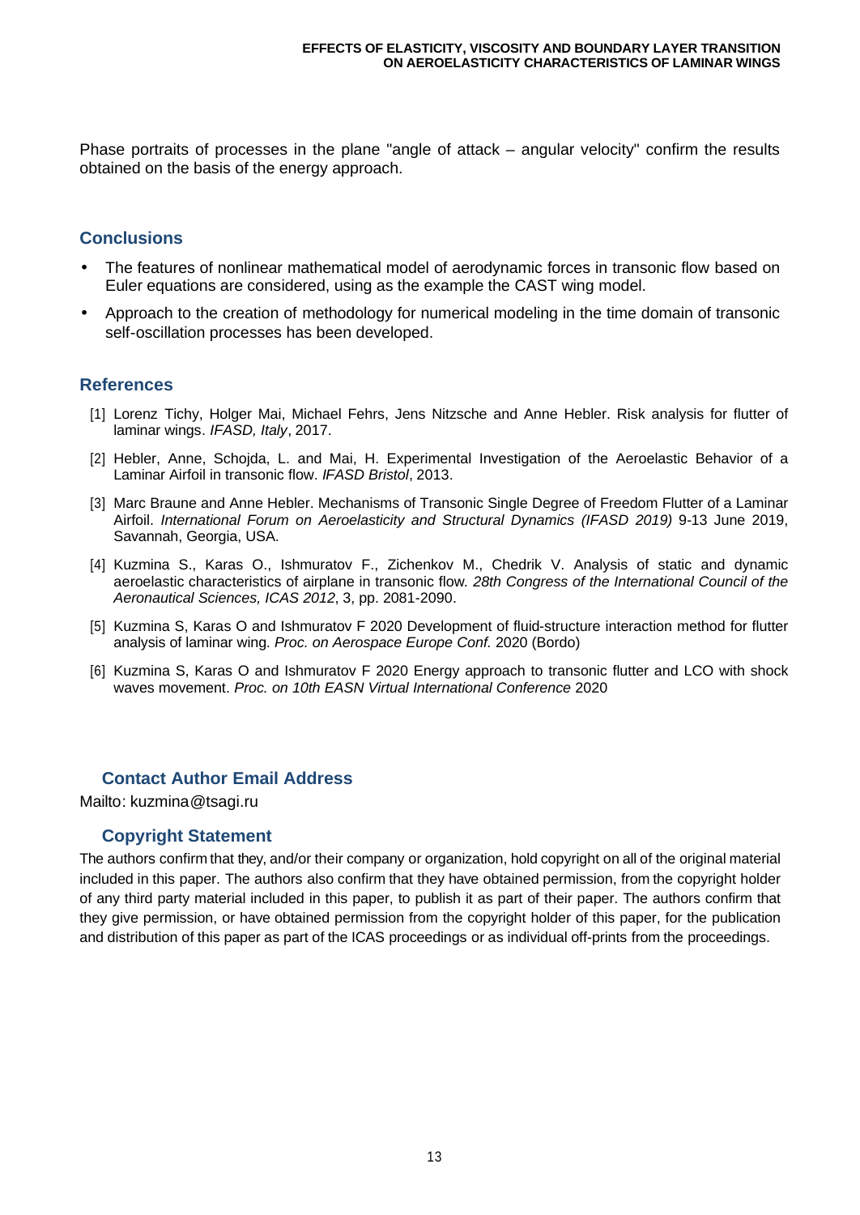Phase portraits of processes in the plane "angle of attack – angular velocity" confirm the results obtained on the basis of the energy approach.

## Conclusions

- The features of nonlinear mathematical model of aerodynamic forces in transonic flow based on Euler equations are considered, using as the example the CAST wing model.
- Approach to the creation of methodology for numerical modeling in the time domain of transonic self-oscillation processes has been developed.

## References

[1] Lorenz Tichy, Holger Mai, Michael Fehrs, Jens Nitzsche and Anne Hebler. Risk analysis for flutter of laminar wings. *IFASD, Italy*, 2017.

[2] Hebler, Anne, Schojda, L. and Mai, H. Experimental Investigation of the Aeroelastic Behavior of a Laminar Airfoil in transonic flow. *IFASD Bristol*, 2013.

[3] Marc Braune and Anne Hebler. Mechanisms of Transonic Single Degree of Freedom Flutter of a Laminar Airfoil. *International Forum on Aeroelasticity and Structural Dynamics (IFASD 2019)* 9-13 June 2019, Savannah, Georgia, USA.

[4] Kuzmina S., Karas O., Ishmuratov F., Zichenkov M., Chedrik V. Analysis of static and dynamic aeroelastic characteristics of airplane in transonic flow. *28th Congress of the International Council of the Aeronautical Sciences, ICAS 2012*, 3, pp. 2081-2090.

[5] Kuzmina S, Karas O and Ishmuratov F 2020 Development of fluid-structure interaction method for flutter analysis of laminar wing. *Proc. on Aerospace Europe Conf.* 2020 (Bordo)

[6] Kuzmina S, Karas O and Ishmuratov F 2020 Energy approach to transonic flutter and LCO with shock waves movement. *Proc. on 10th EASN Virtual International Conference* 2020

### Contact Author Email Address

Mailto: kuzmina@tsagi.ru

### Copyright Statement

The authors confirm that they, and/or their company or organization, hold copyright on all of the original material included in this paper. The authors also confirm that they have obtained permission, from the copyright holder of any third party material included in this paper, to publish it as part of their paper. The authors confirm that they give permission, or have obtained permission from the copyright holder of this paper, for the publication and distribution of this paper as part of the ICAS proceedings or as individual off-prints from the proceedings.